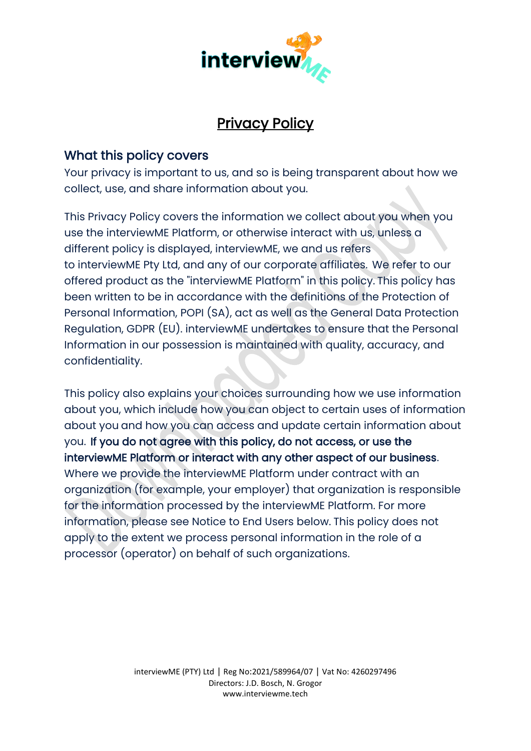# Privacy Policy

## What this policy covers

Your privacy is important to us, and so is being transparent about how we collect, use, and share information about you.

This Privacy Policy covers the information we collect about you when you use the interviewME Platform, or otherwise interact with us, unless a different policy is displayed, interviewME, we and us refers to interviewME Pty Ltd, and any of our corporate affiliates. We refer to our offered product as the "interviewME Platform" in this policy. This policy has been written to be in accordance with the definitions of the Protection of Personal Information, POPI (SA), act as well as the General Data Protection Regulation, GDPR (EU). interviewME undertakes to ensure that the Personal Information in our possession is maintained with quality, accuracy, and confidentiality.

This policy also explains your choices surrounding how we use information about you, which include how you can object to certain uses of information about you and how you can access and update certain information about you. **If you do not agree with this policy, do not access, or use the interviewME Platform or interact with any other aspect of our business**. Where we provide the interviewME Platform under contract with an organization (for example, your employer) that organization is responsible for the information processed by the interviewME Platform. For more information, please see Notice to End Users below. This policy does not apply to the extent we process personal information in the role of a processor (operator) on behalf of such organizations.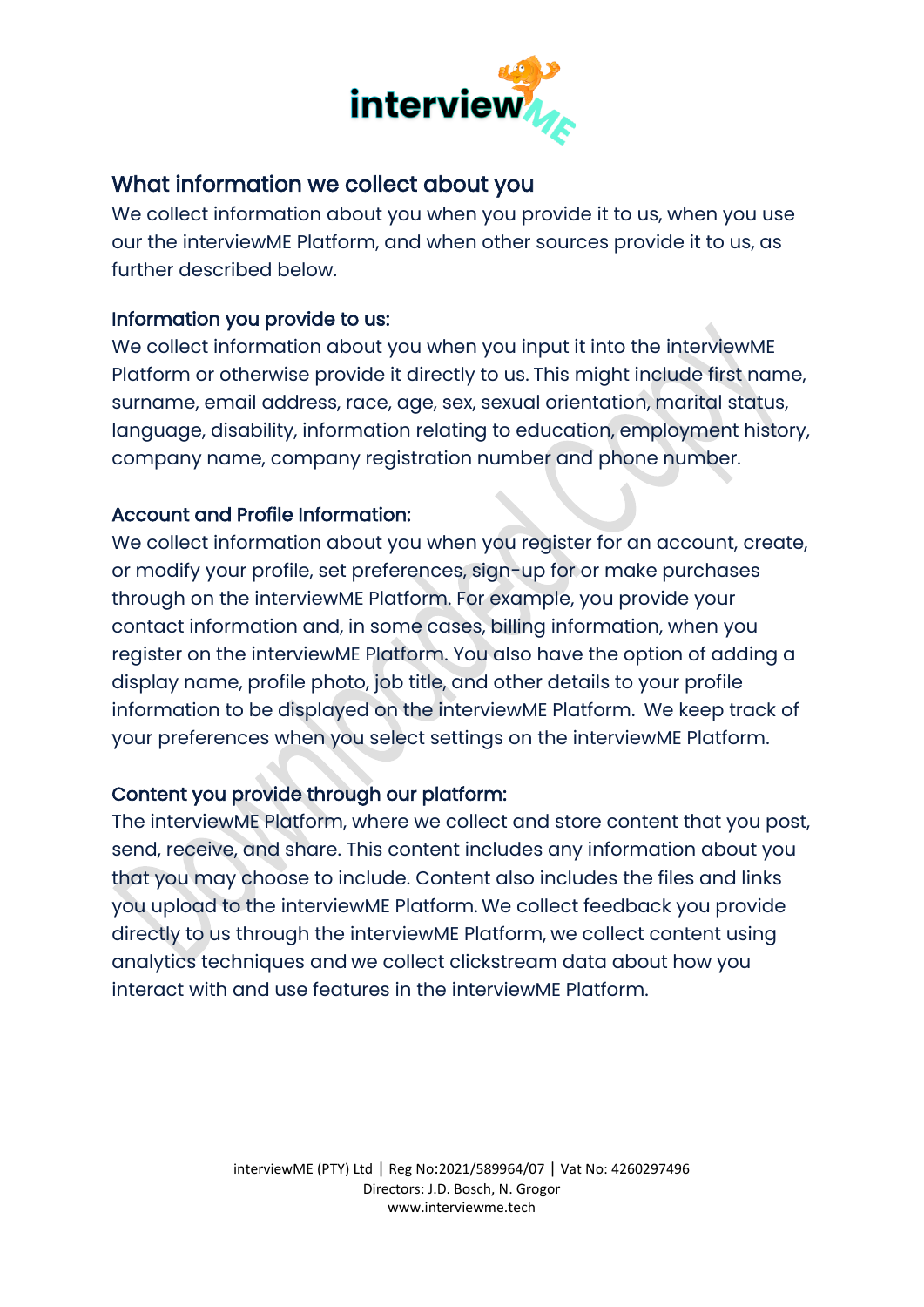## What information we collect about you

We collect information about you when you provide it to us, when you use our the interviewME Platform, and when other sources provide it to us, as further described below.

### Information you provide to us:

We collect information about you when you input it into the interviewME Platform or otherwise provide it directly to us. This might include first name, surname, email address, race, age, sex, sexual orientation, marital status, language, disability, information relating to education, employment history, company name, company registration number and phone number.

### Account and Profile Information:

We collect information about you when you register for an account, create, or modify your profile, set preferences, sign-up for or make purchases through on the interviewME Platform. For example, you provide your contact information and, in some cases, billing information, when you register on the interviewME Platform. You also have the option of adding a display name, profile photo, job title, and other details to your profile information to be displayed on the interviewME Platform. We keep track of your preferences when you select settings on the interviewME Platform.

### Content you provide through our platform:

The interviewME Platform, where we collect and store content that you post, send, receive, and share. This content includes any information about you that you may choose to include. Content also includes the files and links you upload to the interviewME Platform. We collect feedback you provide directly to us through the interviewME Platform, we collect content using analytics techniques and we collect clickstream data about how you interact with and use features in the interviewME Platform.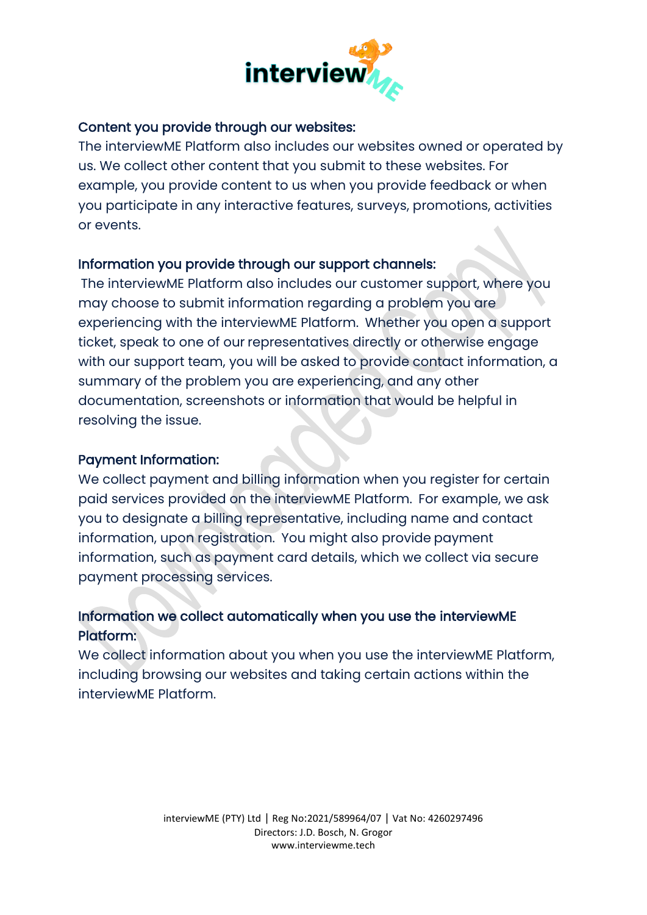### Content you provide through our websites:

The interviewME Platform also includes our websites owned or operated by us. We collect other content that you submit to these websites. For example, you provide content to us when you provide feedback or when you participate in any interactive features, surveys, promotions, activities or events.

### Information you provide through our support channels:

The interviewME Platform also includes our customer support, where you may choose to submit information regarding a problem you are experiencing with the interviewME Platform. Whether you open a support ticket, speak to one of our representatives directly or otherwise engage with our support team, you will be asked to provide contact information, a summary of the problem you are experiencing, and any other documentation, screenshots or information that would be helpful in resolving the issue.

### Payment Information:

We collect payment and billing information when you register for certain paid services provided on the interviewME Platform. For example, we ask you to designate a billing representative, including name and contact information, upon registration. You might also provide payment information, such as payment card details, which we collect via secure payment processing services.

### Information we collect automatically when you use the interviewME Platform:

We collect information about you when you use the interviewME Platform, including browsing our websites and taking certain actions within the interviewME Platform.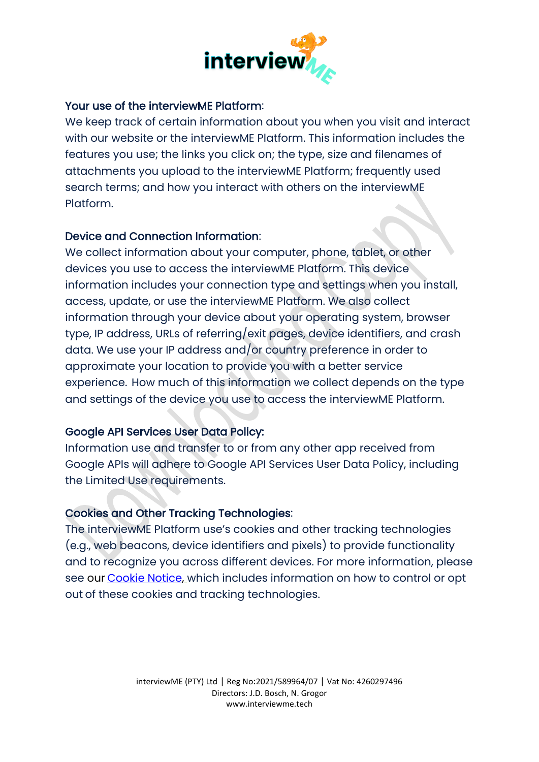Your use of the interviewME Platform:

We keep track of certain information about you when you visit and interact with our website or the interviewME Platform. This information includes the features you use; the links you click on; the type, size and filenames of attachments you upload to the interviewME Platform; frequently used search terms; and how you interact with others on the interviewME Platform.

Device and Connection Information:

We collect information about your computer, phone, tablet, or other devices you use to access the interviewME Platform. This device information includes your connection type and settings when you install, access, update, or use the interviewME Platform. We also collect information through your device about your operating system, browser type, IP address, URLs of referring/exit pages, device identifiers, and crash data. We use your IP address and/or country preference in order to approximate your location to provide you with a better service experience. How much of this information we collect depends on the type and settings of the device you use to access the interviewME Platform.

Google API Services User Data Policy:

Information use and transfer to or from any other app received from Google APIs will adhere to Google API Services User Data Policy, including the Limited Use requirements.

Cookies and Other Tracking Technologies:

The interviewME Platform use's cookies and other tracking technologies (e.g., web beacons, device identifiers and pixels) to provide functionality and to recognize you across different devices. For more information, please see our Cookie Notice, which includes information on how to control or opt out of these cookies and tracking technologies.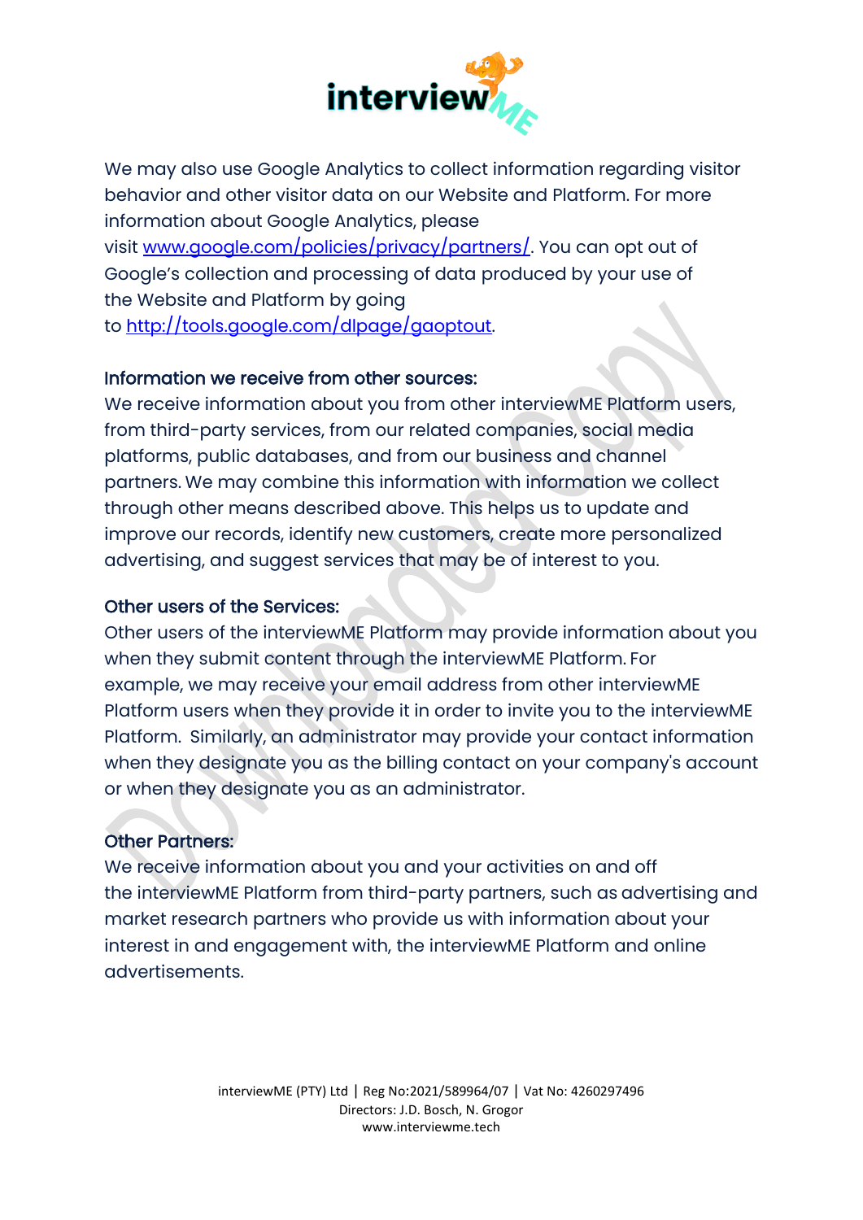We may also use Google Analytics to collect information regarding visitor behavior and other visitor data on our Website and Platform. For more information about Google Analytics, please visit [www.google.com/policies/privacy/partners/](www.google.com/policies/privacy/partners/). You can opt out of Google's collection and processing of data produced by your use of the Website and Platform by going to [http://tools.google.com/dlpage/gaoptout](http://tools.google.com/dlpage/gaoptout).

### Information we receive from other sources:

We receive information about you from other interviewME Platform users, from third-party services, from our related companies, social media platforms, public databases, and from our business and channel partners. We may combine this information with information we collect through other means described above. This helps us to update and improve our records, identify new customers, create more personalized advertising, and suggest services that may be of interest to you.

### Other users of the Services:

Other users of the interviewME Platform may provide information about you when they submit content through the interviewME Platform. For example, we may receive your email address from other interviewME Platform users when they provide it in order to invite you to the interviewME Platform. Similarly, an administrator may provide your contact information when they designate you as the billing contact on your company's account or when they designate you as an administrator.

### Other Partners:

We receive information about you and your activities on and off the interviewME Platform from third-party partners, such as advertising and market research partners who provide us with information about your interest in and engagement with, the interviewME Platform and online advertisements.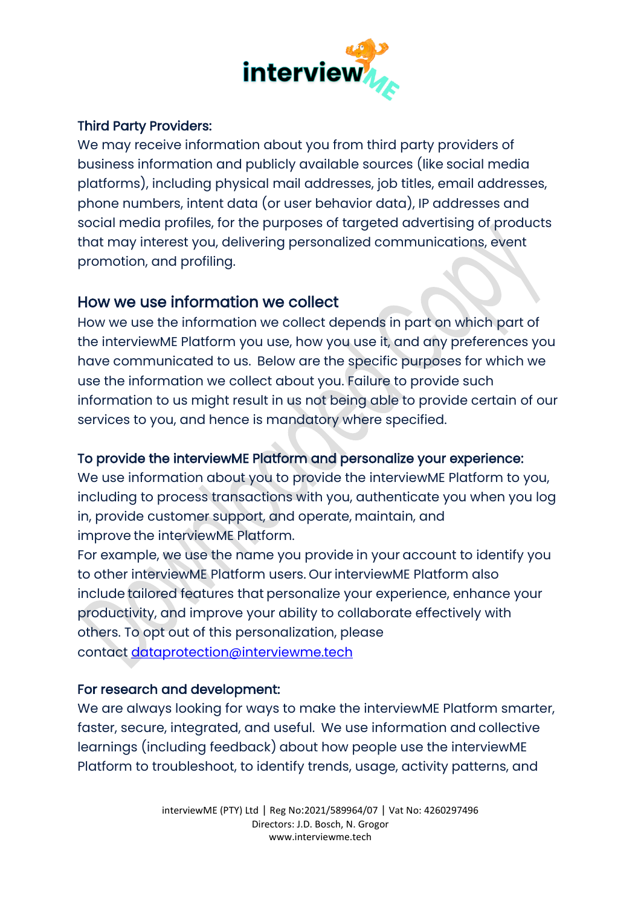### Third Party Providers:

We may receive information about you from third party providers of business information and publicly available sources (like social media platforms), including physical mail addresses, job titles, email addresses, phone numbers, intent data (or user behavior data), IP addresses and social media profiles, for the purposes of targeted advertising of products that may interest you, delivering personalized communications, event promotion, and profiling.

## How we use information we collect

How we use the information we collect depends in part on which part of the interviewME Platform you use, how you use it, and any preferences you have communicated to us. Below are the specific purposes for which we use the information we collect about you. Failure to provide such information to us might result in us not being able to provide certain of our services to you, and hence is mandatory where specified.

### To provide the interviewME Platform and personalize your experience:

We use information about you to provide the interviewME Platform to you, including to process transactions with you, authenticate you when you log in, provide customer support, and operate, maintain, and improve the interviewME Platform.

For example, we use the name you provide in your account to identify you to other interviewME Platform users. Our interviewME Platform also include tailored features that personalize your experience, enhance your productivity, and improve your ability to collaborate effectively with others. To opt out of this personalization, please contact dataprotection@interviewme.tech

### For research and development:

We are always looking for ways to make the interviewME Platform smarter, faster, secure, integrated, and useful. We use information and collective learnings (including feedback) about how people use the interviewME Platform to troubleshoot, to identify trends, usage, activity patterns, and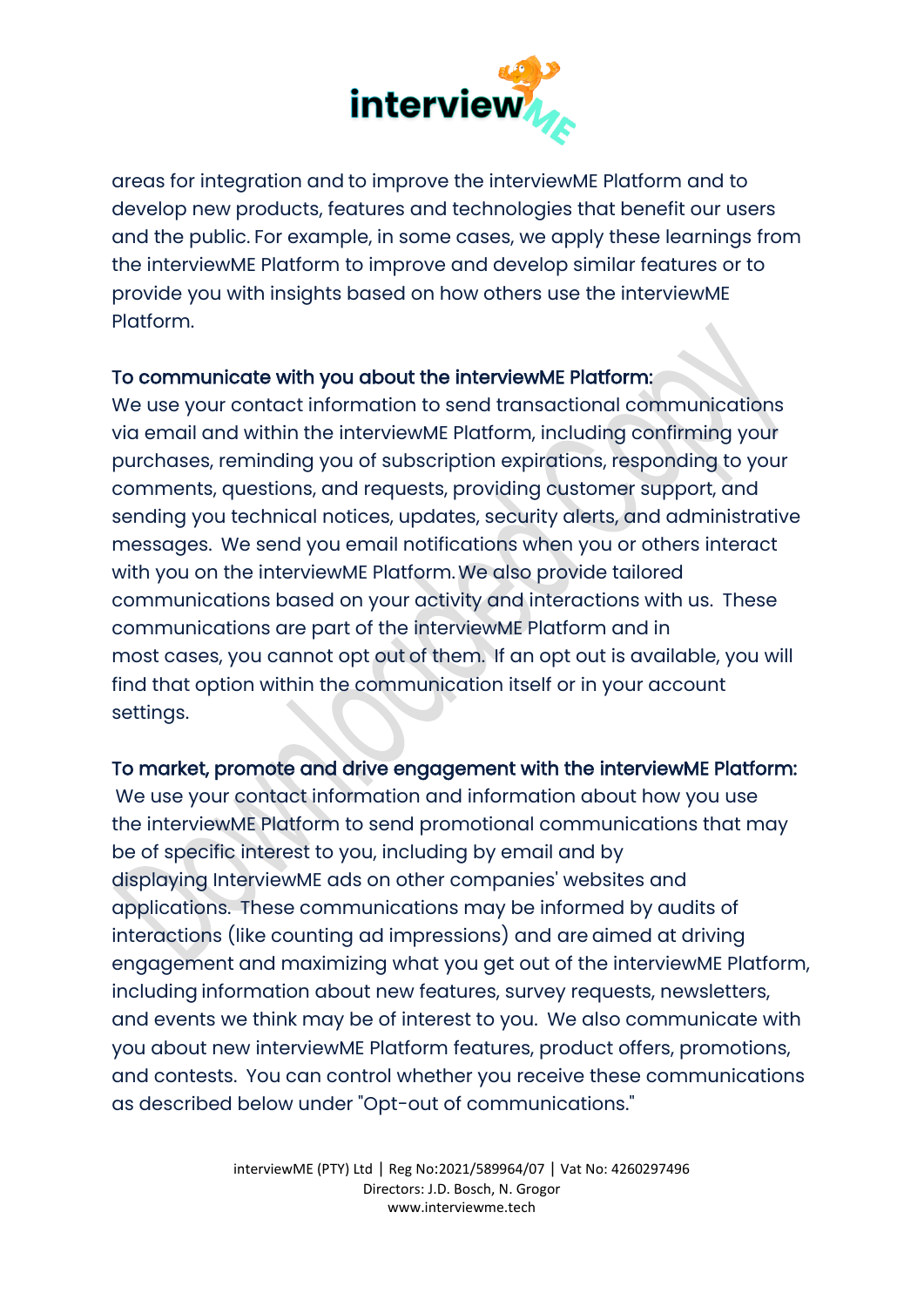areas for integration and to improve the interviewME Platform and to develop new products, features and technologies that benefit our users and the public. For example, in some cases, we apply these learnings from the interviewME Platform to improve and develop similar features or to provide you with insights based on how others use the interviewME Platform.

**To communicate with you about the interviewME Platform:**
We use your contact information to send transactional communications via email and within the interviewME Platform, including confirming your purchases, reminding you of subscription expirations, responding to your comments, questions, and requests, providing customer support, and sending you technical notices, updates, security alerts, and administrative messages. We send you email notifications when you or others interact with you on the interviewME Platform. We also provide tailored communications based on your activity and interactions with us. These communications are part of the interviewME Platform and in most cases, you cannot opt out of them. If an opt out is available, you will find that option within the communication itself or in your account settings.

**To market, promote and drive engagement with the interviewME Platform:**
We use your contact information and information about how you use the interviewME Platform to send promotional communications that may be of specific interest to you, including by email and by displaying InterviewME ads on other companies' websites and applications. These communications may be informed by audits of interactions (like counting ad impressions) and are aimed at driving engagement and maximizing what you get out of the interviewME Platform, including information about new features, survey requests, newsletters, and events we think may be of interest to you. We also communicate with you about new interviewME Platform features, product offers, promotions, and contests. You can control whether you receive these communications as described below under "Opt-out of communications."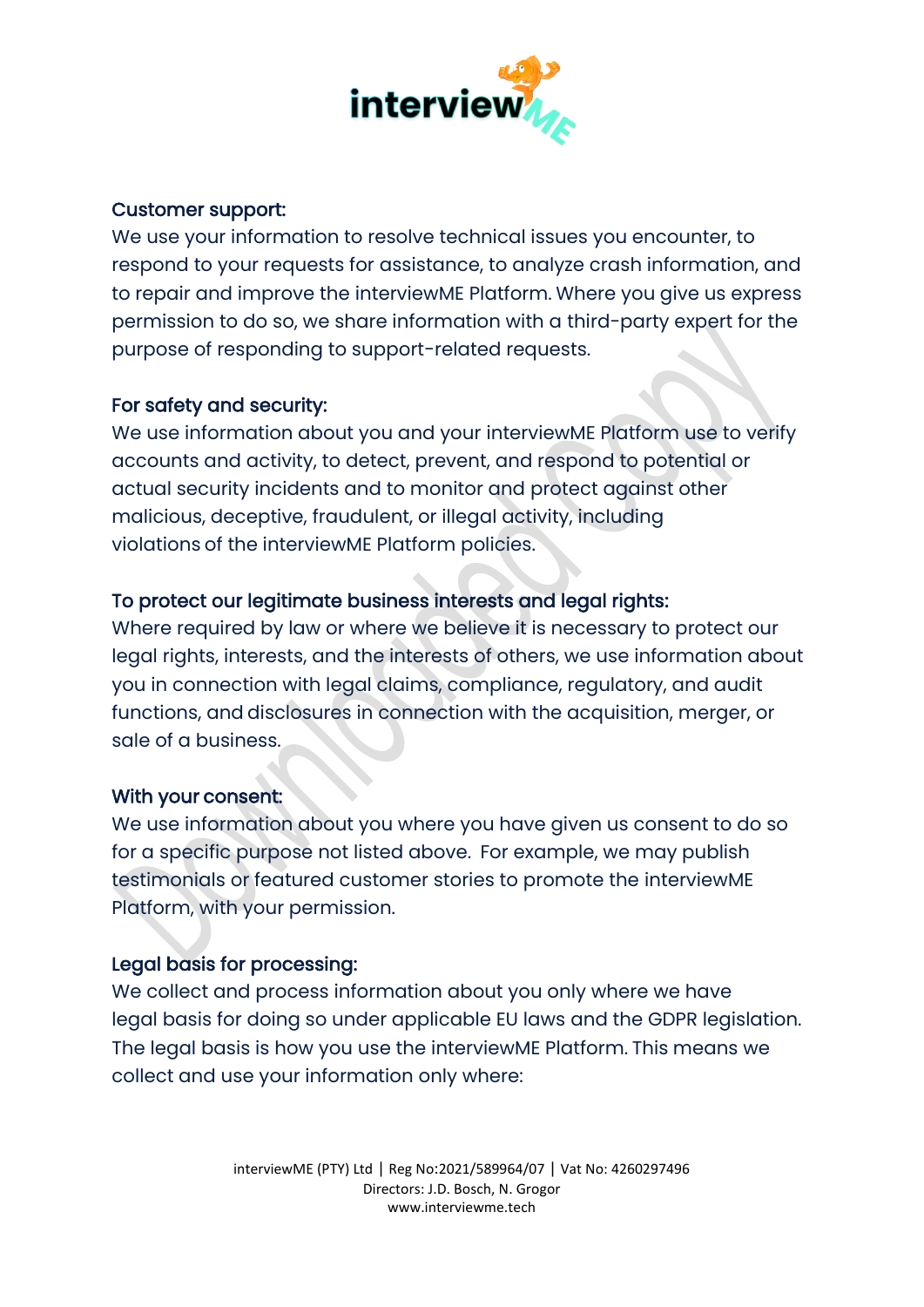### Customer support:

We use your information to resolve technical issues you encounter, to respond to your requests for assistance, to analyze crash information, and to repair and improve the interviewME Platform. Where you give us express permission to do so, we share information with a third-party expert for the purpose of responding to support-related requests.

### For safety and security:

We use information about you and your interviewME Platform use to verify accounts and activity, to detect, prevent, and respond to potential or actual security incidents and to monitor and protect against other malicious, deceptive, fraudulent, or illegal activity, including violations of the interviewME Platform policies.

### To protect our legitimate business interests and legal rights:

Where required by law or where we believe it is necessary to protect our legal rights, interests, and the interests of others, we use information about you in connection with legal claims, compliance, regulatory, and audit functions, and disclosures in connection with the acquisition, merger, or sale of a business.

### With your consent:

We use information about you where you have given us consent to do so for a specific purpose not listed above. For example, we may publish testimonials or featured customer stories to promote the interviewME Platform, with your permission.

### Legal basis for processing:

We collect and process information about you only where we have legal basis for doing so under applicable EU laws and the GDPR legislation. The legal basis is how you use the interviewME Platform. This means we collect and use your information only where: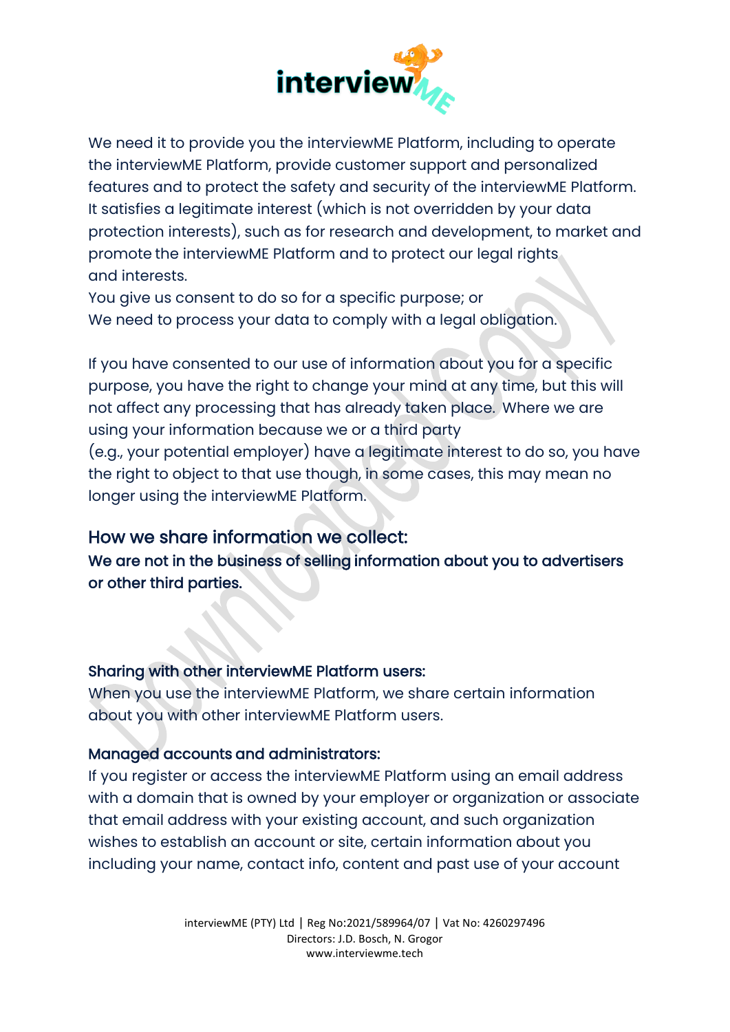We need it to provide you the interviewME Platform, including to operate the interviewME Platform, provide customer support and personalized features and to protect the safety and security of the interviewME Platform.
It satisfies a legitimate interest (which is not overridden by your data protection interests), such as for research and development, to market and promote the interviewME Platform and to protect our legal rights and interests.
You give us consent to do so for a specific purpose; or
We need to process your data to comply with a legal obligation.

If you have consented to our use of information about you for a specific purpose, you have the right to change your mind at any time, but this will not affect any processing that has already taken place. Where we are using your information because we or a third party (e.g., your potential employer) have a legitimate interest to do so, you have the right to object to that use though, in some cases, this may mean no longer using the interviewME Platform.

## How we share information we collect:

**We are not in the business of selling information about you to advertisers or other third parties.**

### Sharing with other interviewME Platform users:

When you use the interviewME Platform, we share certain information about you with other interviewME Platform users.

### Managed accounts and administrators:

If you register or access the interviewME Platform using an email address with a domain that is owned by your employer or organization or associate that email address with your existing account, and such organization wishes to establish an account or site, certain information about you including your name, contact info, content and past use of your account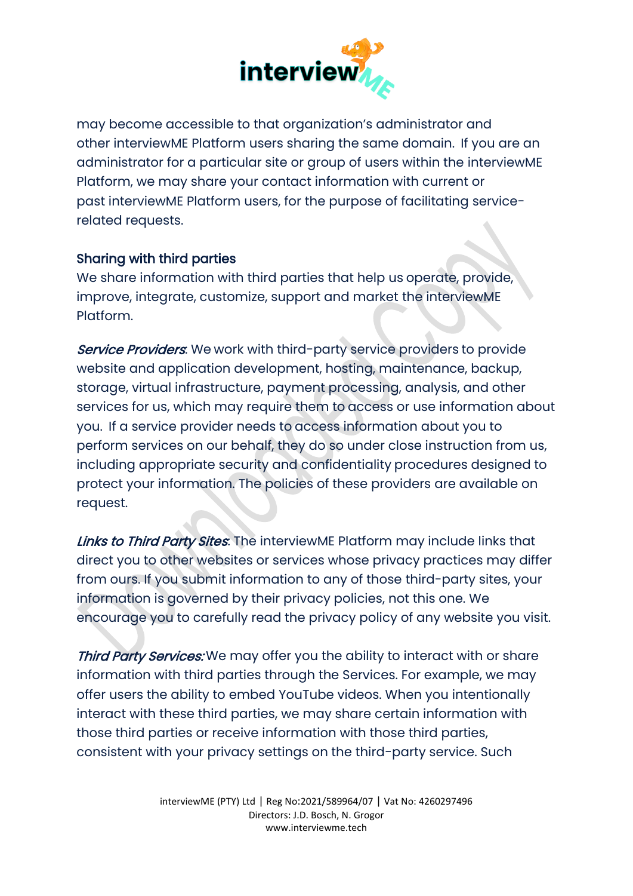may become accessible to that organization's administrator and other interviewME Platform users sharing the same domain. If you are an administrator for a particular site or group of users within the interviewME Platform, we may share your contact information with current or past interviewME Platform users, for the purpose of facilitating service-related requests.

### Sharing with third parties

We share information with third parties that help us operate, provide, improve, integrate, customize, support and market the interviewME Platform.

***Service Providers***: We work with third-party service providers to provide website and application development, hosting, maintenance, backup, storage, virtual infrastructure, payment processing, analysis, and other services for us, which may require them to access or use information about you. If a service provider needs to access information about you to perform services on our behalf, they do so under close instruction from us, including appropriate security and confidentiality procedures designed to protect your information. The policies of these providers are available on request.

***Links to Third Party Sites***: The interviewME Platform may include links that direct you to other websites or services whose privacy practices may differ from ours. If you submit information to any of those third-party sites, your information is governed by their privacy policies, not this one. We encourage you to carefully read the privacy policy of any website you visit.

***Third Party Services:*** We may offer you the ability to interact with or share information with third parties through the Services. For example, we may offer users the ability to embed YouTube videos. When you intentionally interact with these third parties, we may share certain information with those third parties or receive information with those third parties, consistent with your privacy settings on the third-party service. Such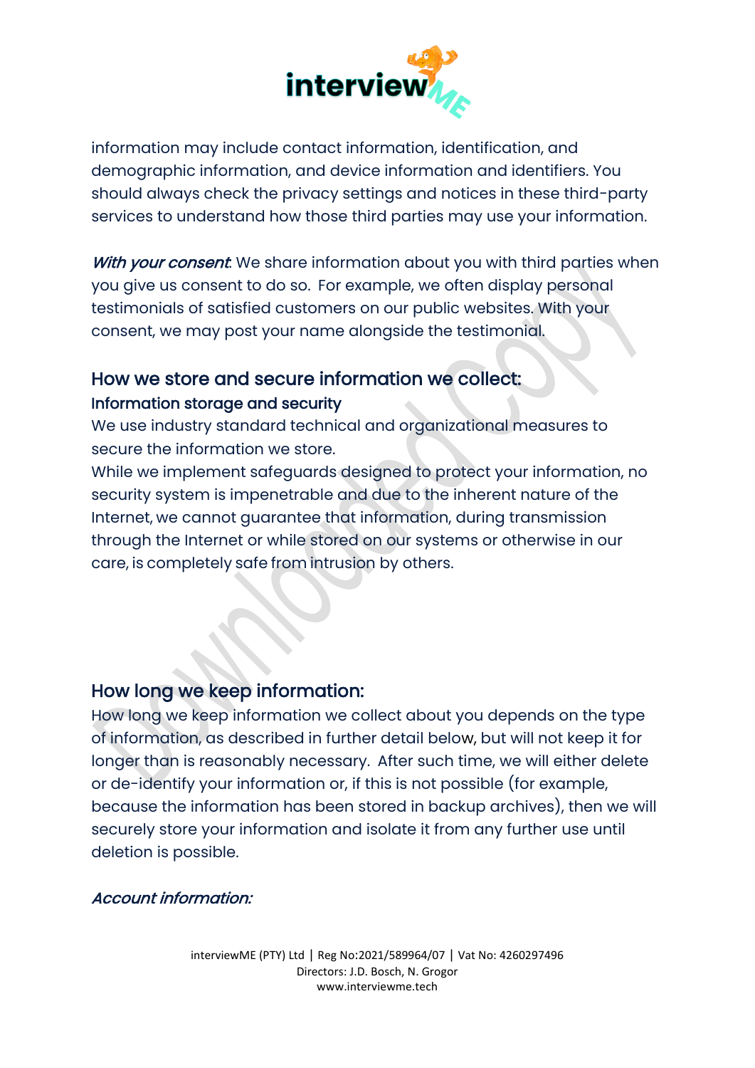information may include contact information, identification, and demographic information, and device information and identifiers. You should always check the privacy settings and notices in these third-party services to understand how those third parties may use your information.

*With your consent*: We share information about you with third parties when you give us consent to do so. For example, we often display personal testimonials of satisfied customers on our public websites. With your consent, we may post your name alongside the testimonial.

## How we store and secure information we collect:

### Information storage and security

We use industry standard technical and organizational measures to secure the information we store.

While we implement safeguards designed to protect your information, no security system is impenetrable and due to the inherent nature of the Internet, we cannot guarantee that information, during transmission through the Internet or while stored on our systems or otherwise in our care, is completely safe from intrusion by others.

## How long we keep information:

How long we keep information we collect about you depends on the type of information, as described in further detail below, but will not keep it for longer than is reasonably necessary. After such time, we will either delete or de-identify your information or, if this is not possible (for example, because the information has been stored in backup archives), then we will securely store your information and isolate it from any further use until deletion is possible.

*Account information:*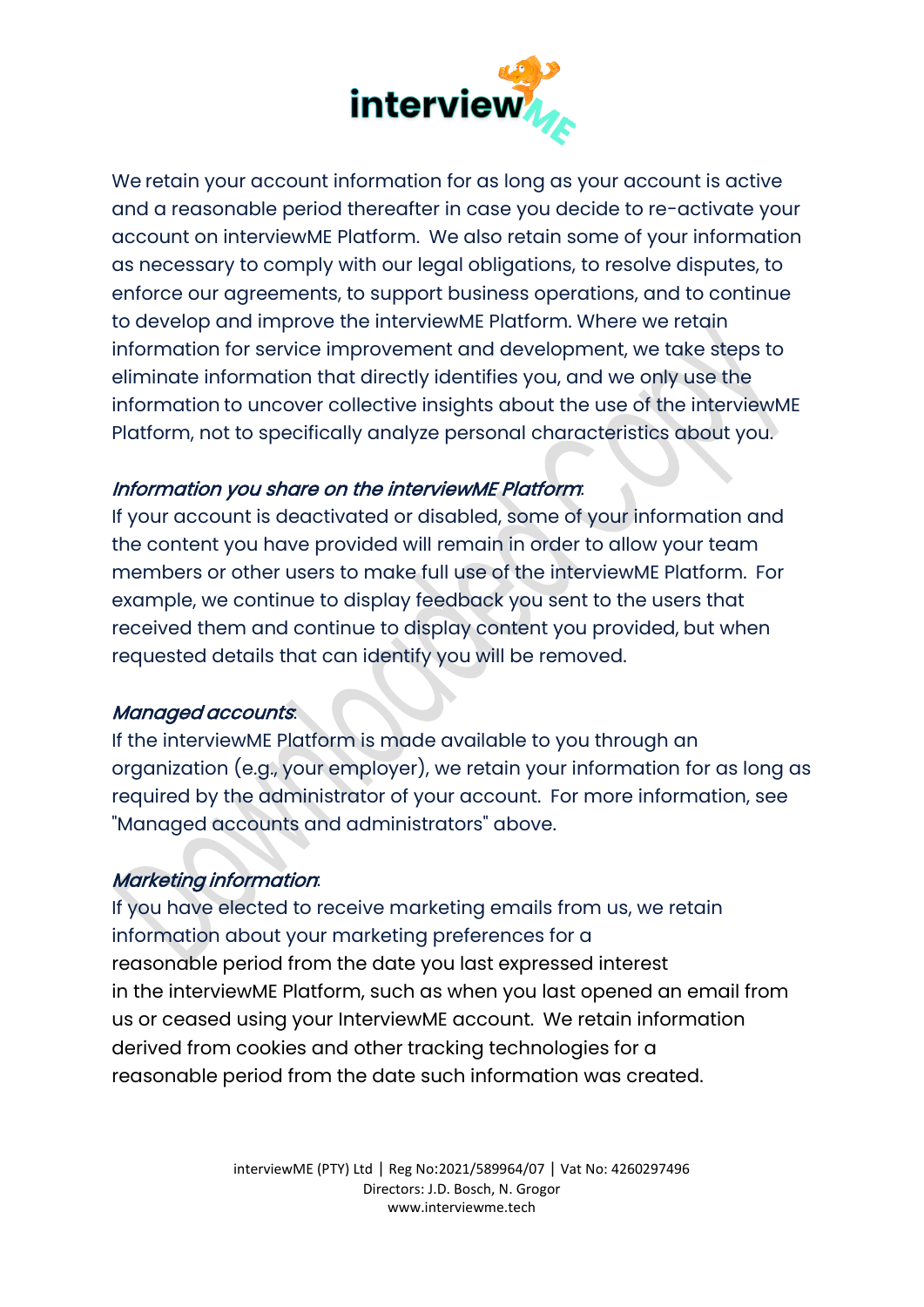We retain your account information for as long as your account is active and a reasonable period thereafter in case you decide to re-activate your account on interviewME Platform. We also retain some of your information as necessary to comply with our legal obligations, to resolve disputes, to enforce our agreements, to support business operations, and to continue to develop and improve the interviewME Platform. Where we retain information for service improvement and development, we take steps to eliminate information that directly identifies you, and we only use the information to uncover collective insights about the use of the interviewME Platform, not to specifically analyze personal characteristics about you.

*Information you share on the interviewME Platform*:

If your account is deactivated or disabled, some of your information and the content you have provided will remain in order to allow your team members or other users to make full use of the interviewME Platform. For example, we continue to display feedback you sent to the users that received them and continue to display content you provided, but when requested details that can identify you will be removed.

*Managed accounts*:

If the interviewME Platform is made available to you through an organization (e.g., your employer), we retain your information for as long as required by the administrator of your account. For more information, see "Managed accounts and administrators" above.

*Marketing information*:

If you have elected to receive marketing emails from us, we retain information about your marketing preferences for a reasonable period from the date you last expressed interest in the interviewME Platform, such as when you last opened an email from us or ceased using your InterviewME account. We retain information derived from cookies and other tracking technologies for a reasonable period from the date such information was created.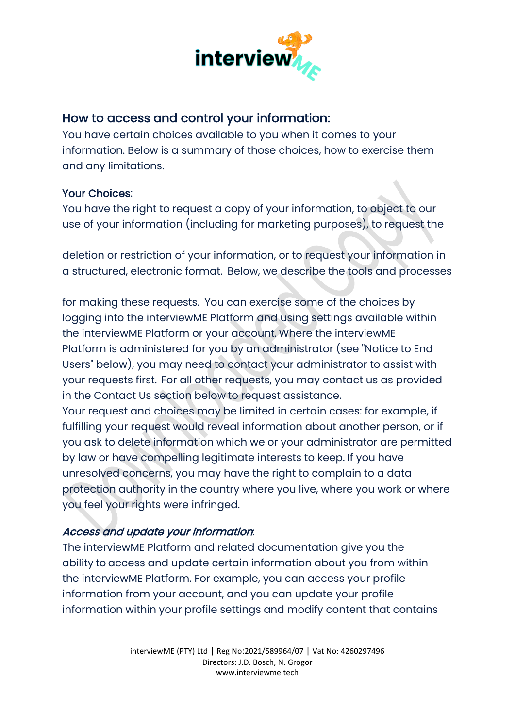## How to access and control your information:

You have certain choices available to you when it comes to your information. Below is a summary of those choices, how to exercise them and any limitations.

### Your Choices:

You have the right to request a copy of your information, to object to our use of your information (including for marketing purposes), to request the deletion or restriction of your information, or to request your information in a structured, electronic format. Below, we describe the tools and processes for making these requests. You can exercise some of the choices by logging into the interviewME Platform and using settings available within the interviewME Platform or your account. Where the interviewME Platform is administered for you by an administrator (see "Notice to End Users" below), you may need to contact your administrator to assist with your requests first. For all other requests, you may contact us as provided in the Contact Us section below to request assistance.

Your request and choices may be limited in certain cases: for example, if fulfilling your request would reveal information about another person, or if you ask to delete information which we or your administrator are permitted by law or have compelling legitimate interests to keep. If you have unresolved concerns, you may have the right to complain to a data protection authority in the country where you live, where you work or where you feel your rights were infringed.

### *Access and update your information*:

The interviewME Platform and related documentation give you the ability to access and update certain information about you from within the interviewME Platform. For example, you can access your profile information from your account, and you can update your profile information within your profile settings and modify content that contains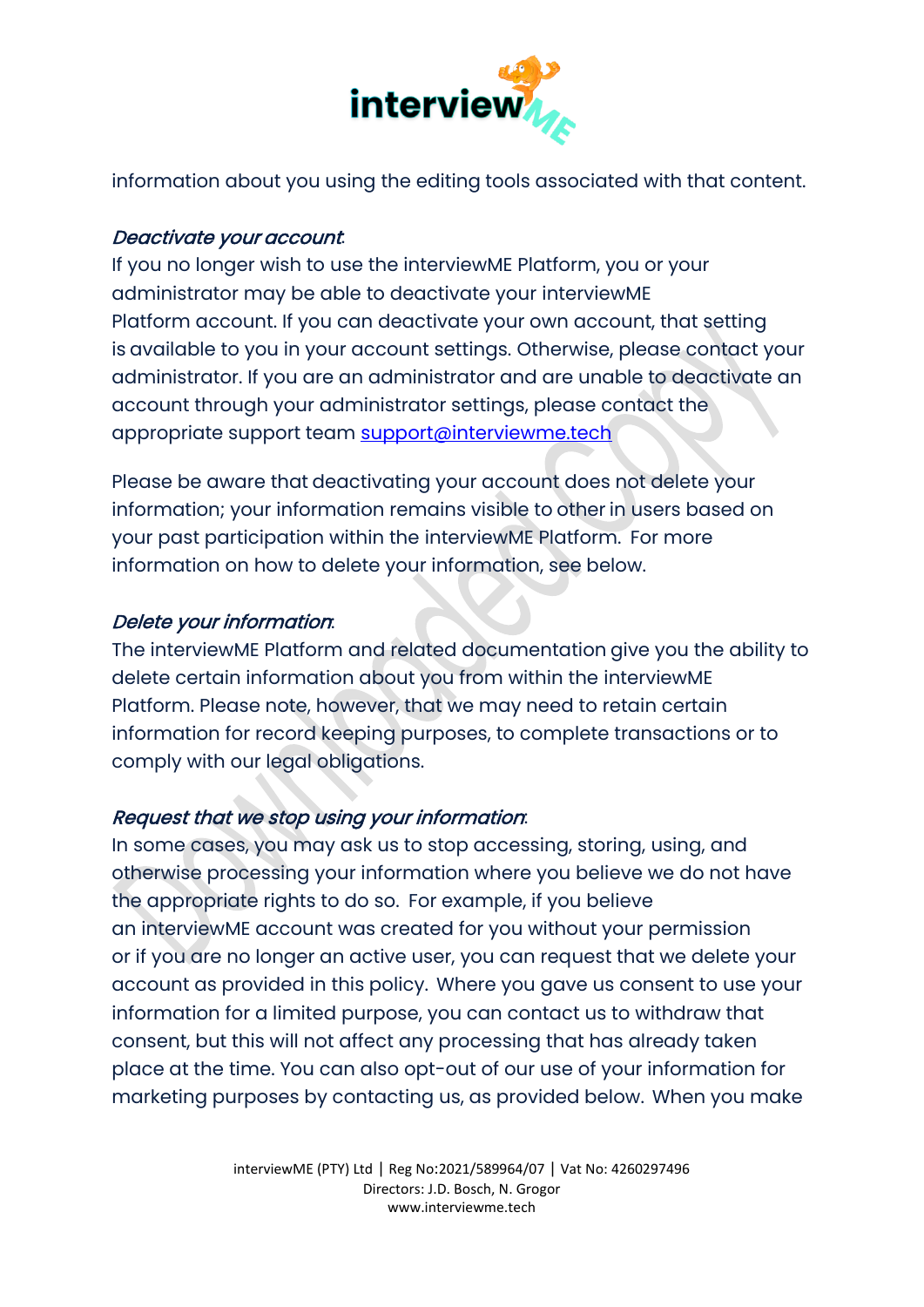information about you using the editing tools associated with that content.

*Deactivate your account*:

If you no longer wish to use the interviewME Platform, you or your administrator may be able to deactivate your interviewME Platform account. If you can deactivate your own account, that setting is available to you in your account settings. Otherwise, please contact your administrator. If you are an administrator and are unable to deactivate an account through your administrator settings, please contact the appropriate support team support@interviewme.tech

Please be aware that deactivating your account does not delete your information; your information remains visible to other in users based on your past participation within the interviewME Platform. For more information on how to delete your information, see below.

*Delete your information*:

The interviewME Platform and related documentation give you the ability to delete certain information about you from within the interviewME Platform. Please note, however, that we may need to retain certain information for record keeping purposes, to complete transactions or to comply with our legal obligations.

*Request that we stop using your information*:

In some cases, you may ask us to stop accessing, storing, using, and otherwise processing your information where you believe we do not have the appropriate rights to do so. For example, if you believe an interviewME account was created for you without your permission or if you are no longer an active user, you can request that we delete your account as provided in this policy. Where you gave us consent to use your information for a limited purpose, you can contact us to withdraw that consent, but this will not affect any processing that has already taken place at the time. You can also opt-out of our use of your information for marketing purposes by contacting us, as provided below. When you make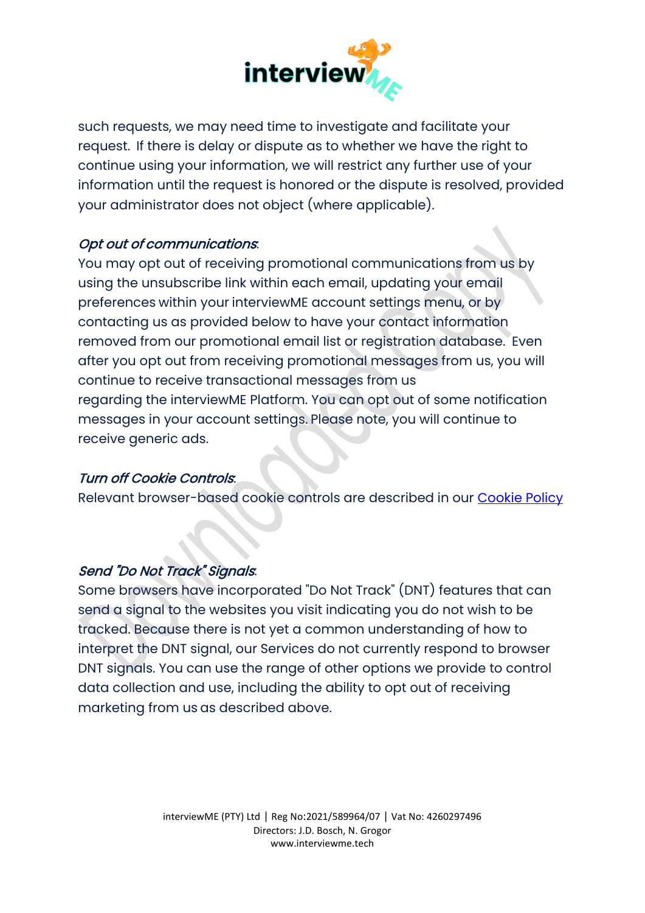such requests, we may need time to investigate and facilitate your request. If there is delay or dispute as to whether we have the right to continue using your information, we will restrict any further use of your information until the request is honored or the dispute is resolved, provided your administrator does not object (where applicable).

*Opt out of communications*:

You may opt out of receiving promotional communications from us by using the unsubscribe link within each email, updating your email preferences within your interviewME account settings menu, or by contacting us as provided below to have your contact information removed from our promotional email list or registration database. Even after you opt out from receiving promotional messages from us, you will continue to receive transactional messages from us regarding the interviewME Platform. You can opt out of some notification messages in your account settings. Please note, you will continue to receive generic ads.

*Turn off Cookie Controls*:

Relevant browser-based cookie controls are described in our [Cookie Policy]

*Send "Do Not Track" Signals*:

Some browsers have incorporated "Do Not Track" (DNT) features that can send a signal to the websites you visit indicating you do not wish to be tracked. Because there is not yet a common understanding of how to interpret the DNT signal, our Services do not currently respond to browser DNT signals. You can use the range of other options we provide to control data collection and use, including the ability to opt out of receiving marketing from us as described above.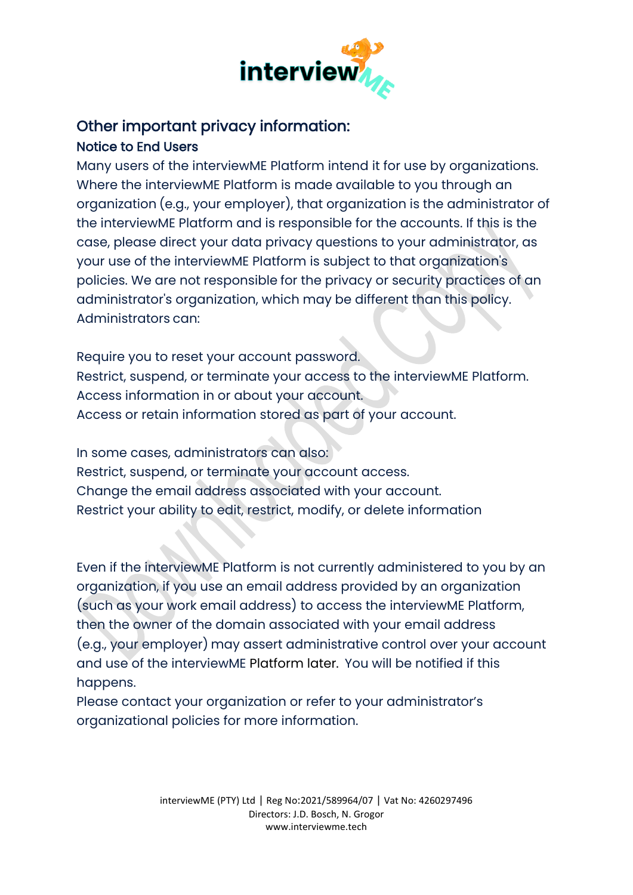## Other important privacy information:

### Notice to End Users

Many users of the interviewME Platform intend it for use by organizations. Where the interviewME Platform is made available to you through an organization (e.g., your employer), that organization is the administrator of the interviewME Platform and is responsible for the accounts. If this is the case, please direct your data privacy questions to your administrator, as your use of the interviewME Platform is subject to that organization's policies. We are not responsible for the privacy or security practices of an administrator's organization, which may be different than this policy. Administrators can:

Require you to reset your account password.
Restrict, suspend, or terminate your access to the interviewME Platform.
Access information in or about your account.
Access or retain information stored as part of your account.

In some cases, administrators can also:
Restrict, suspend, or terminate your account access.
Change the email address associated with your account.
Restrict your ability to edit, restrict, modify, or delete information

Even if the interviewME Platform is not currently administered to you by an organization, if you use an email address provided by an organization (such as your work email address) to access the interviewME Platform, then the owner of the domain associated with your email address (e.g., your employer) may assert administrative control over your account and use of the interviewME Platform later. You will be notified if this happens.
Please contact your organization or refer to your administrator's organizational policies for more information.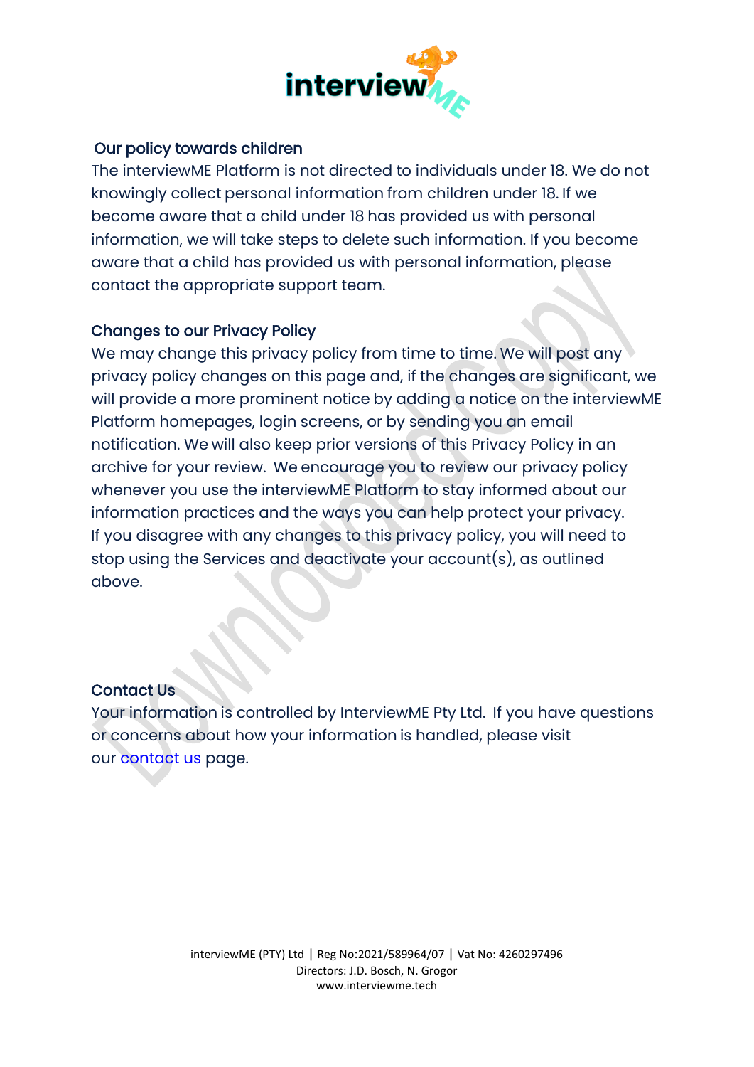## Our policy towards children

The interviewME Platform is not directed to individuals under 18. We do not knowingly collect personal information from children under 18. If we become aware that a child under 18 has provided us with personal information, we will take steps to delete such information. If you become aware that a child has provided us with personal information, please contact the appropriate support team.

## Changes to our Privacy Policy

We may change this privacy policy from time to time. We will post any privacy policy changes on this page and, if the changes are significant, we will provide a more prominent notice by adding a notice on the interviewME Platform homepages, login screens, or by sending you an email notification. We will also keep prior versions of this Privacy Policy in an archive for your review. We encourage you to review our privacy policy whenever you use the interviewME Platform to stay informed about our information practices and the ways you can help protect your privacy. If you disagree with any changes to this privacy policy, you will need to stop using the Services and deactivate your account(s), as outlined above.

## Contact Us

Your information is controlled by InterviewME Pty Ltd. If you have questions or concerns about how your information is handled, please visit our [contact us](#) page.

interviewME (PTY) Ltd | Reg No:2021/589964/07 | Vat No: 4260297496
Directors: J.D. Bosch, N. Grogor
www.interviewme.tech